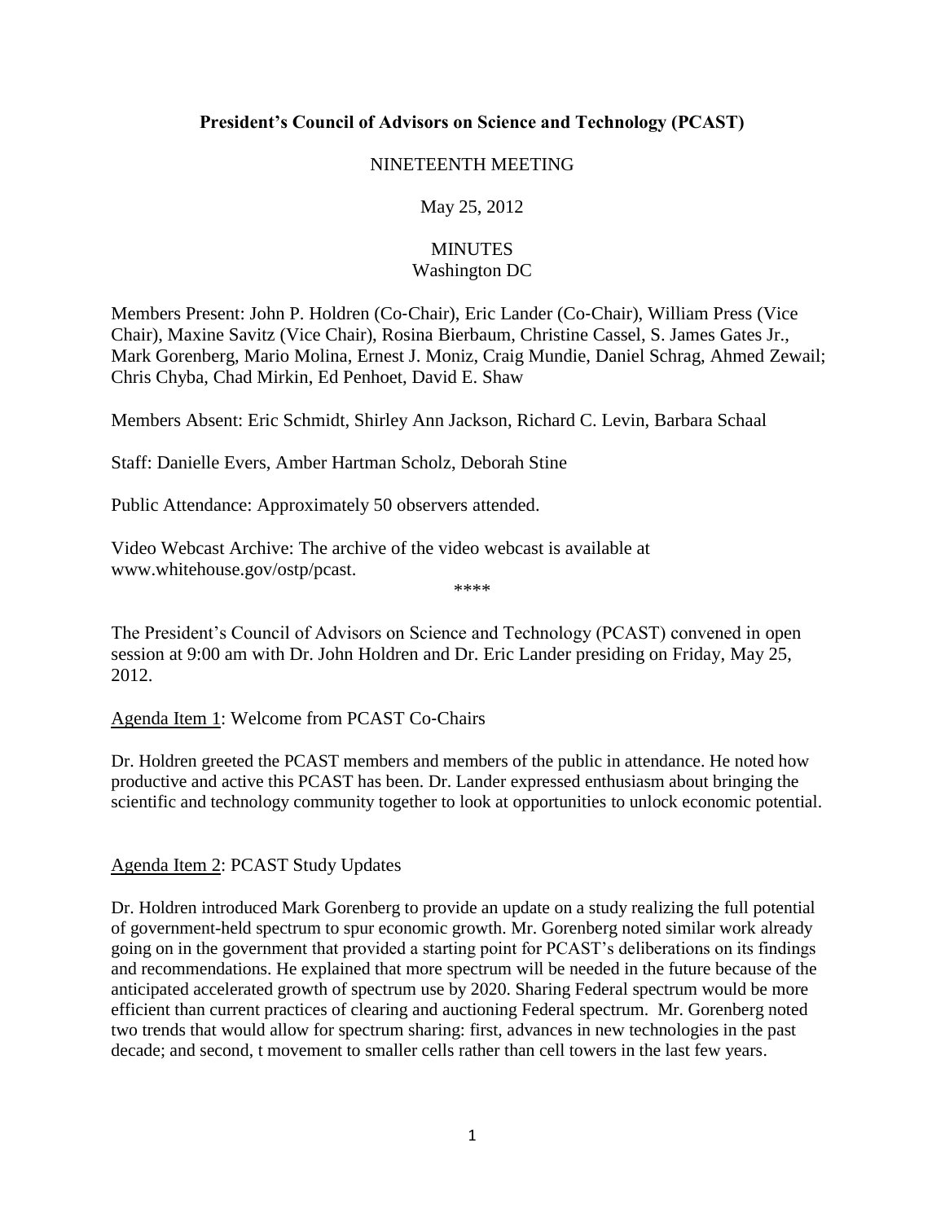**President's Council of Advisors on Science and Technology (PCAST)**

NINETEENTH MEETING

May 25, 2012

MINUTES
Washington DC

Members Present: John P. Holdren (Co-Chair), Eric Lander (Co-Chair), William Press (Vice Chair), Maxine Savitz (Vice Chair), Rosina Bierbaum, Christine Cassel, S. James Gates Jr., Mark Gorenberg, Mario Molina, Ernest J. Moniz, Craig Mundie, Daniel Schrag, Ahmed Zewail; Chris Chyba, Chad Mirkin, Ed Penhoet, David E. Shaw

Members Absent: Eric Schmidt, Shirley Ann Jackson, Richard C. Levin, Barbara Schaal

Staff: Danielle Evers, Amber Hartman Scholz, Deborah Stine

Public Attendance: Approximately 50 observers attended.

Video Webcast Archive: The archive of the video webcast is available at www.whitehouse.gov/ostp/pcast.

****

The President's Council of Advisors on Science and Technology (PCAST) convened in open session at 9:00 am with Dr. John Holdren and Dr. Eric Lander presiding on Friday, May 25, 2012.

Agenda Item 1: Welcome from PCAST Co-Chairs

Dr. Holdren greeted the PCAST members and members of the public in attendance. He noted how productive and active this PCAST has been. Dr. Lander expressed enthusiasm about bringing the scientific and technology community together to look at opportunities to unlock economic potential.

Agenda Item 2: PCAST Study Updates

Dr. Holdren introduced Mark Gorenberg to provide an update on a study realizing the full potential of government-held spectrum to spur economic growth. Mr. Gorenberg noted similar work already going on in the government that provided a starting point for PCAST's deliberations on its findings and recommendations. He explained that more spectrum will be needed in the future because of the anticipated accelerated growth of spectrum use by 2020. Sharing Federal spectrum would be more efficient than current practices of clearing and auctioning Federal spectrum. Mr. Gorenberg noted two trends that would allow for spectrum sharing: first, advances in new technologies in the past decade; and second, t movement to smaller cells rather than cell towers in the last few years.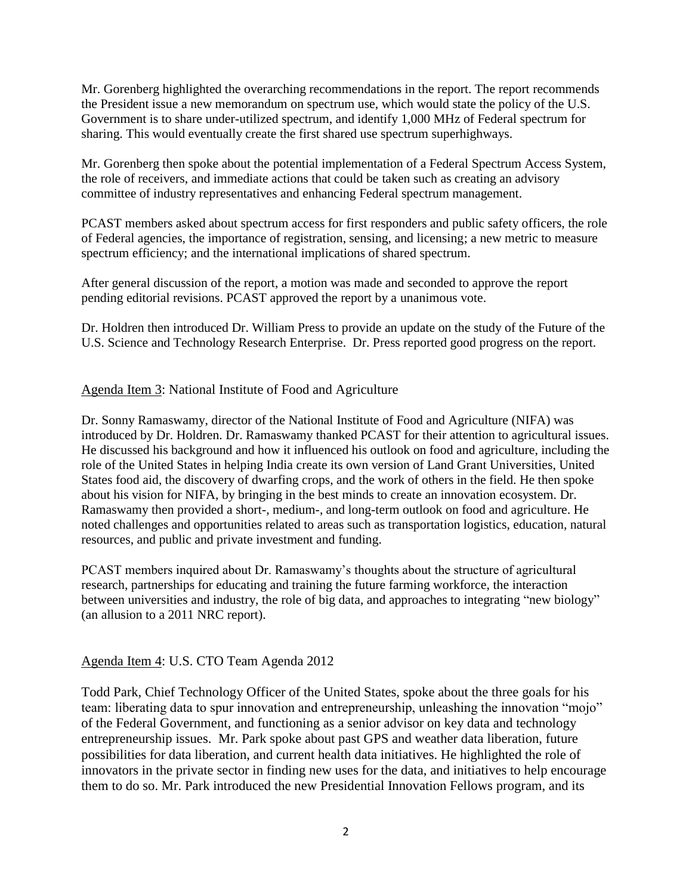Mr. Gorenberg highlighted the overarching recommendations in the report. The report recommends the President issue a new memorandum on spectrum use, which would state the policy of the U.S. Government is to share under-utilized spectrum, and identify 1,000 MHz of Federal spectrum for sharing. This would eventually create the first shared use spectrum superhighways.

Mr. Gorenberg then spoke about the potential implementation of a Federal Spectrum Access System, the role of receivers, and immediate actions that could be taken such as creating an advisory committee of industry representatives and enhancing Federal spectrum management.

PCAST members asked about spectrum access for first responders and public safety officers, the role of Federal agencies, the importance of registration, sensing, and licensing; a new metric to measure spectrum efficiency; and the international implications of shared spectrum.

After general discussion of the report, a motion was made and seconded to approve the report pending editorial revisions. PCAST approved the report by a unanimous vote.

Dr. Holdren then introduced Dr. William Press to provide an update on the study of the Future of the U.S. Science and Technology Research Enterprise. Dr. Press reported good progress on the report.

Agenda Item 3: National Institute of Food and Agriculture

Dr. Sonny Ramaswamy, director of the National Institute of Food and Agriculture (NIFA) was introduced by Dr. Holdren. Dr. Ramaswamy thanked PCAST for their attention to agricultural issues. He discussed his background and how it influenced his outlook on food and agriculture, including the role of the United States in helping India create its own version of Land Grant Universities, United States food aid, the discovery of dwarfing crops, and the work of others in the field. He then spoke about his vision for NIFA, by bringing in the best minds to create an innovation ecosystem. Dr. Ramaswamy then provided a short-, medium-, and long-term outlook on food and agriculture. He noted challenges and opportunities related to areas such as transportation logistics, education, natural resources, and public and private investment and funding.

PCAST members inquired about Dr. Ramaswamy's thoughts about the structure of agricultural research, partnerships for educating and training the future farming workforce, the interaction between universities and industry, the role of big data, and approaches to integrating "new biology" (an allusion to a 2011 NRC report).

Agenda Item 4: U.S. CTO Team Agenda 2012

Todd Park, Chief Technology Officer of the United States, spoke about the three goals for his team: liberating data to spur innovation and entrepreneurship, unleashing the innovation "mojo" of the Federal Government, and functioning as a senior advisor on key data and technology entrepreneurship issues. Mr. Park spoke about past GPS and weather data liberation, future possibilities for data liberation, and current health data initiatives. He highlighted the role of innovators in the private sector in finding new uses for the data, and initiatives to help encourage them to do so. Mr. Park introduced the new Presidential Innovation Fellows program, and its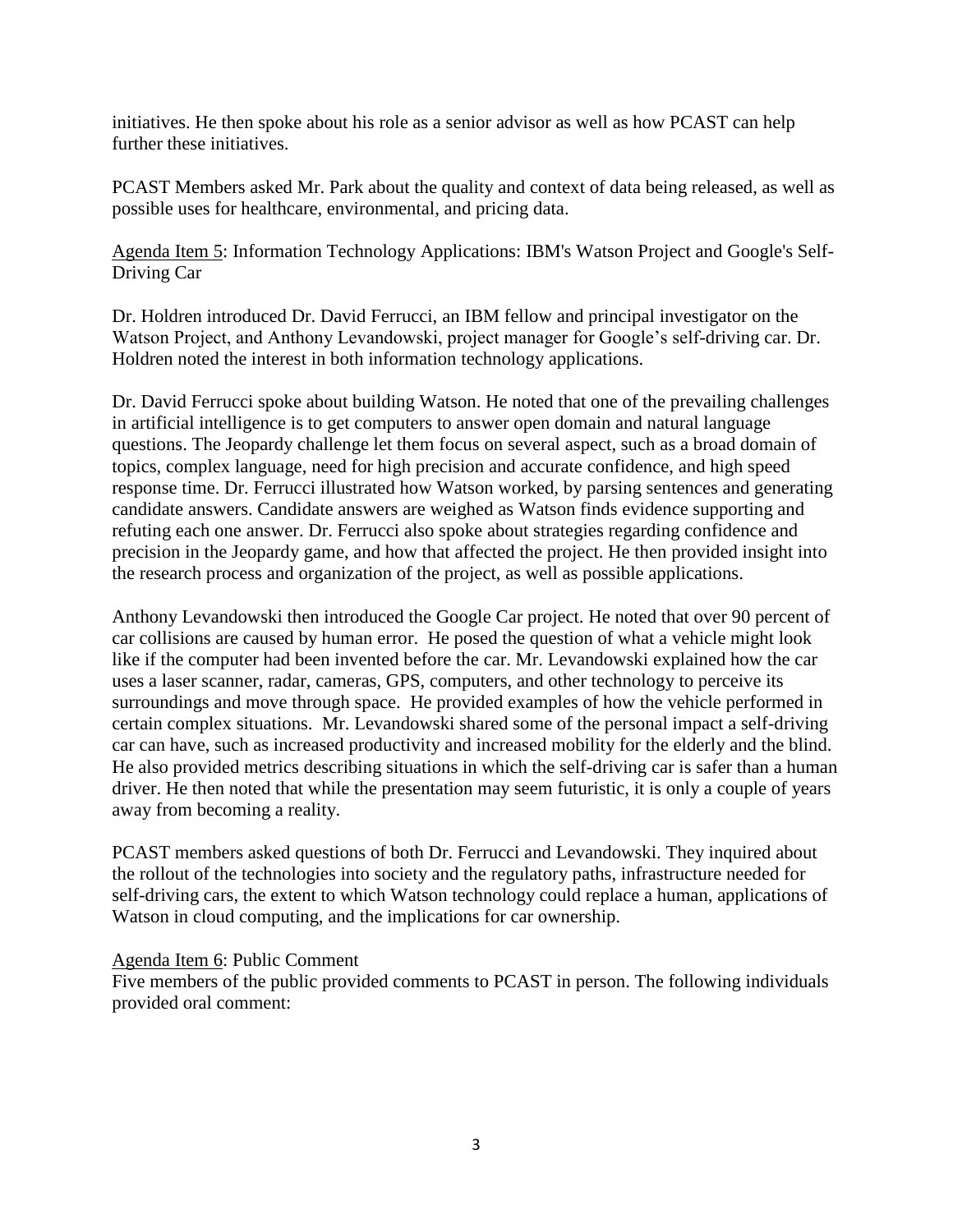initiatives. He then spoke about his role as a senior advisor as well as how PCAST can help further these initiatives.

PCAST Members asked Mr. Park about the quality and context of data being released, as well as possible uses for healthcare, environmental, and pricing data.

Agenda Item 5: Information Technology Applications: IBM's Watson Project and Google's Self-Driving Car

Dr. Holdren introduced Dr. David Ferrucci, an IBM fellow and principal investigator on the Watson Project, and Anthony Levandowski, project manager for Google's self-driving car. Dr. Holdren noted the interest in both information technology applications.

Dr. David Ferrucci spoke about building Watson. He noted that one of the prevailing challenges in artificial intelligence is to get computers to answer open domain and natural language questions. The Jeopardy challenge let them focus on several aspect, such as a broad domain of topics, complex language, need for high precision and accurate confidence, and high speed response time. Dr. Ferrucci illustrated how Watson worked, by parsing sentences and generating candidate answers. Candidate answers are weighed as Watson finds evidence supporting and refuting each one answer. Dr. Ferrucci also spoke about strategies regarding confidence and precision in the Jeopardy game, and how that affected the project. He then provided insight into the research process and organization of the project, as well as possible applications.

Anthony Levandowski then introduced the Google Car project. He noted that over 90 percent of car collisions are caused by human error. He posed the question of what a vehicle might look like if the computer had been invented before the car. Mr. Levandowski explained how the car uses a laser scanner, radar, cameras, GPS, computers, and other technology to perceive its surroundings and move through space. He provided examples of how the vehicle performed in certain complex situations. Mr. Levandowski shared some of the personal impact a self-driving car can have, such as increased productivity and increased mobility for the elderly and the blind. He also provided metrics describing situations in which the self-driving car is safer than a human driver. He then noted that while the presentation may seem futuristic, it is only a couple of years away from becoming a reality.

PCAST members asked questions of both Dr. Ferrucci and Levandowski. They inquired about the rollout of the technologies into society and the regulatory paths, infrastructure needed for self-driving cars, the extent to which Watson technology could replace a human, applications of Watson in cloud computing, and the implications for car ownership.

Agenda Item 6: Public Comment

Five members of the public provided comments to PCAST in person. The following individuals provided oral comment: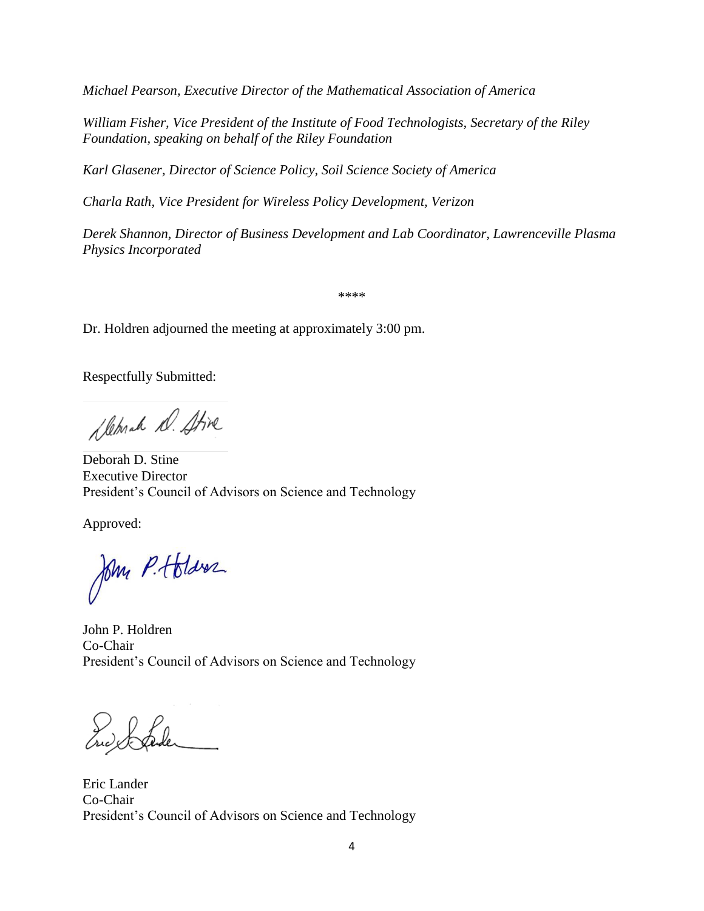*Michael Pearson, Executive Director of the Mathematical Association of America*

*William Fisher, Vice President of the Institute of Food Technologists, Secretary of the Riley Foundation, speaking on behalf of the Riley Foundation*

*Karl Glasener, Director of Science Policy, Soil Science Society of America*

*Charla Rath, Vice President for Wireless Policy Development, Verizon*

*Derek Shannon, Director of Business Development and Lab Coordinator, Lawrenceville Plasma Physics Incorporated*

****

Dr. Holdren adjourned the meeting at approximately 3:00 pm.

Respectfully Submitted:

Deborah D. Stine
Executive Director
President's Council of Advisors on Science and Technology

Approved:

John P. Holdren
Co-Chair
President's Council of Advisors on Science and Technology

Eric Lander
Co-Chair
President's Council of Advisors on Science and Technology